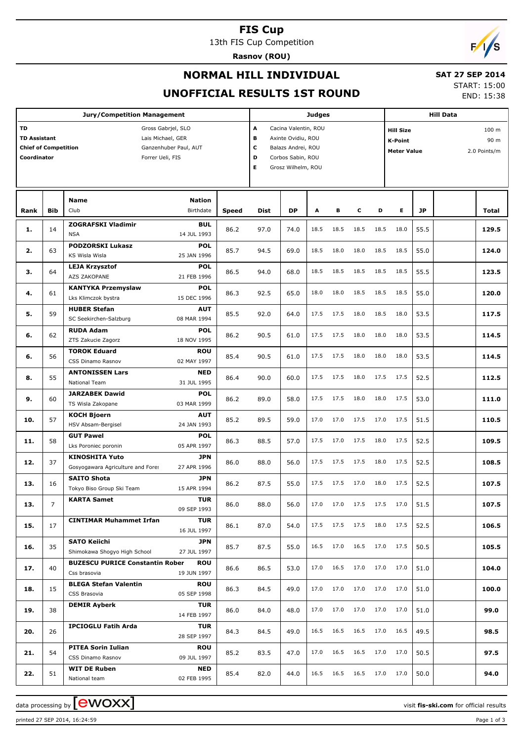# FIS Cup

13th FIS Cup Competition

**Rasnov (ROU)**

## NORMAL HILL INDIVIDUAL

## UNOFFICIAL RESULTS 1ST ROUND

**SAT 27 SEP 2014**

START: 15:00

END: 15:38

| Jury/Competition Management | | Judges | | Hill Data | |
|---|---|---|---|---|---|
| TD | Gross Gabrjel, SLO | A | Cacina Valentin, ROU | Hill Size | 100 m |
| TD Assistant | Lais Michael, GER | B | Axinte Ovidiu, ROU | K-Point | 90 m |
| Chief of Competition | Ganzenhuber Paul, AUT | C | Balazs Andrei, ROU | Meter Value | 2.0 Points/m |
| Coordinator | Forrer Ueli, FIS | D | Corbos Sabin, ROU | | |
| | | E | Grosz Wilhelm, ROU | | |

| Rank | Bib | Name / Club | Nation / Birthdate | Speed | Dist | DP | A | B | C | D | E | JP | Total |
|---|---|---|---|---|---|---|---|---|---|---|---|---|---|
| 1. | 14 | ZOGRAFSKI Vladimir / NSA | BUL / 14 JUL 1993 | 86.2 | 97.0 | 74.0 | 18.5 | 18.5 | 18.5 | 18.5 | 18.0 | 55.5 | 129.5 |
| 2. | 63 | PODZORSKI Lukasz / KS Wisla Wisla | POL / 25 JAN 1996 | 85.7 | 94.5 | 69.0 | 18.5 | 18.0 | 18.0 | 18.5 | 18.5 | 55.0 | 124.0 |
| 3. | 64 | LEJA Krzysztof / AZS ZAKOPANE | POL / 21 FEB 1996 | 86.5 | 94.0 | 68.0 | 18.5 | 18.5 | 18.5 | 18.5 | 18.5 | 55.5 | 123.5 |
| 4. | 61 | KANTYKA Przemyslaw / Lks Klimczok bystra | POL / 15 DEC 1996 | 86.3 | 92.5 | 65.0 | 18.0 | 18.0 | 18.5 | 18.5 | 18.5 | 55.0 | 120.0 |
| 5. | 59 | HUBER Stefan / SC Seekirchen-Salzburg | AUT / 08 MAR 1994 | 85.5 | 92.0 | 64.0 | 17.5 | 17.5 | 18.0 | 18.5 | 18.0 | 53.5 | 117.5 |
| 6. | 62 | RUDA Adam / ZTS Zakucie Zagorz | POL / 18 NOV 1995 | 86.2 | 90.5 | 61.0 | 17.5 | 17.5 | 18.0 | 18.0 | 18.0 | 53.5 | 114.5 |
| 6. | 56 | TOROK Eduard / CSS Dinamo Rasnov | ROU / 02 MAY 1997 | 85.4 | 90.5 | 61.0 | 17.5 | 17.5 | 18.0 | 18.0 | 18.0 | 53.5 | 114.5 |
| 8. | 55 | ANTONISSEN Lars / National Team | NED / 31 JUL 1995 | 86.4 | 90.0 | 60.0 | 17.5 | 17.5 | 18.0 | 17.5 | 17.5 | 52.5 | 112.5 |
| 9. | 60 | JARZABEK Dawid / TS Wisla Zakopane | POL / 03 MAR 1999 | 86.2 | 89.0 | 58.0 | 17.5 | 17.5 | 18.0 | 18.0 | 17.5 | 53.0 | 111.0 |
| 10. | 57 | KOCH Bjoern / HSV Absam-Bergisel | AUT / 24 JAN 1993 | 85.2 | 89.5 | 59.0 | 17.0 | 17.0 | 17.5 | 17.0 | 17.5 | 51.5 | 110.5 |
| 11. | 58 | GUT Pawel / Lks Poroniec poronin | POL / 05 APR 1997 | 86.3 | 88.5 | 57.0 | 17.5 | 17.0 | 17.5 | 18.0 | 17.5 | 52.5 | 109.5 |
| 12. | 37 | KINOSHITA Yuto / Gosyogawara Agriculture and Fores | JPN / 27 APR 1996 | 86.0 | 88.0 | 56.0 | 17.5 | 17.5 | 17.5 | 18.0 | 17.5 | 52.5 | 108.5 |
| 13. | 16 | SAITO Shota / Tokyo Biso Group Ski Team | JPN / 15 APR 1994 | 86.2 | 87.5 | 55.0 | 17.5 | 17.5 | 17.0 | 18.0 | 17.5 | 52.5 | 107.5 |
| 13. | 7 | KARTA Samet | TUR / 09 SEP 1993 | 86.0 | 88.0 | 56.0 | 17.0 | 17.0 | 17.5 | 17.5 | 17.0 | 51.5 | 107.5 |
| 15. | 17 | CINTIMAR Muhammet Irfan | TUR / 16 JUL 1997 | 86.1 | 87.0 | 54.0 | 17.5 | 17.5 | 17.5 | 18.0 | 17.5 | 52.5 | 106.5 |
| 16. | 35 | SATO Keiichi / Shimokawa Shogyo High School | JPN / 27 JUL 1997 | 85.7 | 87.5 | 55.0 | 16.5 | 17.0 | 16.5 | 17.0 | 17.5 | 50.5 | 105.5 |
| 17. | 40 | BUZESCU PURICE Constantin Rober / Css brasovia | ROU / 19 JUN 1997 | 86.6 | 86.5 | 53.0 | 17.0 | 16.5 | 17.0 | 17.0 | 17.0 | 51.0 | 104.0 |
| 18. | 15 | BLEGA Stefan Valentin / CSS Brasovia | ROU / 05 SEP 1998 | 86.3 | 84.5 | 49.0 | 17.0 | 17.0 | 17.0 | 17.0 | 17.0 | 51.0 | 100.0 |
| 19. | 38 | DEMIR Ayberk | TUR / 14 FEB 1997 | 86.0 | 84.0 | 48.0 | 17.0 | 17.0 | 17.0 | 17.0 | 17.0 | 51.0 | 99.0 |
| 20. | 26 | IPCIOGLU Fatih Arda | TUR / 28 SEP 1997 | 84.3 | 84.5 | 49.0 | 16.5 | 16.5 | 16.5 | 17.0 | 16.5 | 49.5 | 98.5 |
| 21. | 54 | PITEA Sorin Iulian / CSS Dinamo Rasnov | ROU / 09 JUL 1997 | 85.2 | 83.5 | 47.0 | 17.0 | 16.5 | 16.5 | 17.0 | 17.0 | 50.5 | 97.5 |
| 22. | 51 | WIT DE Ruben / National team | NED / 02 FEB 1995 | 85.4 | 82.0 | 44.0 | 16.5 | 16.5 | 16.5 | 17.0 | 17.0 | 50.0 | 94.0 |

data processing by ewoxx — visit fis-ski.com for official results

printed 27 SEP 2014, 16:24:59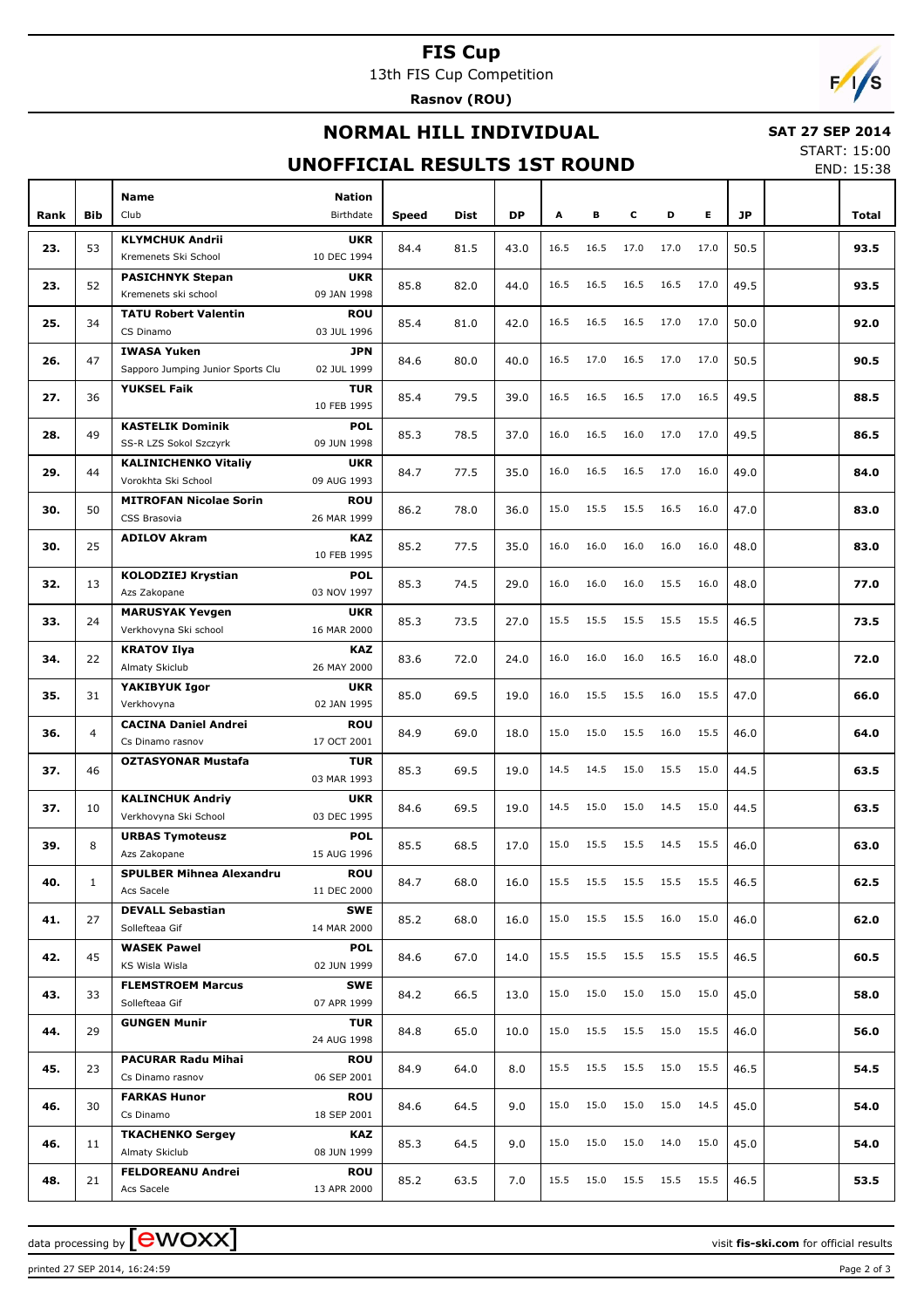# FIS Cup

13th FIS Cup Competition

**Rasnov (ROU)**

## NORMAL HILL INDIVIDUAL

**SAT 27 SEP 2014**

START: 15:00

END: 15:38

## UNOFFICIAL RESULTS 1ST ROUND

| Rank | Bib | Name / Club | Nation / Birthdate | Speed | Dist | DP | A | B | C | D | E | JP | | Total |
|---|---|---|---|---|---|---|---|---|---|---|---|---|---|---|
| 23. | 53 | **KLYMCHUK Andrii**<br>Kremenets Ski School | **UKR**<br>10 DEC 1994 | 84.4 | 81.5 | 43.0 | 16.5 | 16.5 | 17.0 | 17.0 | 17.0 | 50.5 | | **93.5** |
| 23. | 52 | **PASICHNYK Stepan**<br>Kremenets ski school | **UKR**<br>09 JAN 1998 | 85.8 | 82.0 | 44.0 | 16.5 | 16.5 | 16.5 | 16.5 | 17.0 | 49.5 | | **93.5** |
| 25. | 34 | **TATU Robert Valentin**<br>CS Dinamo | **ROU**<br>03 JUL 1996 | 85.4 | 81.0 | 42.0 | 16.5 | 16.5 | 16.5 | 17.0 | 17.0 | 50.0 | | **92.0** |
| 26. | 47 | **IWASA Yuken**<br>Sapporo Jumping Junior Sports Clu | **JPN**<br>02 JUL 1999 | 84.6 | 80.0 | 40.0 | 16.5 | 17.0 | 16.5 | 17.0 | 17.0 | 50.5 | | **90.5** |
| 27. | 36 | **YUKSEL Faik** | **TUR**<br>10 FEB 1995 | 85.4 | 79.5 | 39.0 | 16.5 | 16.5 | 16.5 | 17.0 | 16.5 | 49.5 | | **88.5** |
| 28. | 49 | **KASTELIK Dominik**<br>SS-R LZS Sokol Szczyrk | **POL**<br>09 JUN 1998 | 85.3 | 78.5 | 37.0 | 16.0 | 16.5 | 16.0 | 17.0 | 17.0 | 49.5 | | **86.5** |
| 29. | 44 | **KALINICHENKO Vitaliy**<br>Vorokhta Ski School | **UKR**<br>09 AUG 1993 | 84.7 | 77.5 | 35.0 | 16.0 | 16.5 | 16.5 | 17.0 | 16.0 | 49.0 | | **84.0** |
| 30. | 50 | **MITROFAN Nicolae Sorin**<br>CSS Brasovia | **ROU**<br>26 MAR 1999 | 86.2 | 78.0 | 36.0 | 15.0 | 15.5 | 15.5 | 16.5 | 16.0 | 47.0 | | **83.0** |
| 30. | 25 | **ADILOV Akram** | **KAZ**<br>10 FEB 1995 | 85.2 | 77.5 | 35.0 | 16.0 | 16.0 | 16.0 | 16.0 | 16.0 | 48.0 | | **83.0** |
| 32. | 13 | **KOLODZIEJ Krystian**<br>Azs Zakopane | **POL**<br>03 NOV 1997 | 85.3 | 74.5 | 29.0 | 16.0 | 16.0 | 16.0 | 15.5 | 16.0 | 48.0 | | **77.0** |
| 33. | 24 | **MARUSYAK Yevgen**<br>Verkhovyna Ski school | **UKR**<br>16 MAR 2000 | 85.3 | 73.5 | 27.0 | 15.5 | 15.5 | 15.5 | 15.5 | 15.5 | 46.5 | | **73.5** |
| 34. | 22 | **KRATOV Ilya**<br>Almaty Skiclub | **KAZ**<br>26 MAY 2000 | 83.6 | 72.0 | 24.0 | 16.0 | 16.0 | 16.0 | 16.5 | 16.0 | 48.0 | | **72.0** |
| 35. | 31 | **YAKIBYUK Igor**<br>Verkhovyna | **UKR**<br>02 JAN 1995 | 85.0 | 69.5 | 19.0 | 16.0 | 15.5 | 15.5 | 16.0 | 15.5 | 47.0 | | **66.0** |
| 36. | 4 | **CACINA Daniel Andrei**<br>Cs Dinamo rasnov | **ROU**<br>17 OCT 2001 | 84.9 | 69.0 | 18.0 | 15.0 | 15.0 | 15.5 | 16.0 | 15.5 | 46.0 | | **64.0** |
| 37. | 46 | **OZTASYONAR Mustafa** | **TUR**<br>03 MAR 1993 | 85.3 | 69.5 | 19.0 | 14.5 | 14.5 | 15.0 | 15.5 | 15.0 | 44.5 | | **63.5** |
| 37. | 10 | **KALINCHUK Andriy**<br>Verkhovyna Ski School | **UKR**<br>03 DEC 1995 | 84.6 | 69.5 | 19.0 | 14.5 | 15.0 | 15.0 | 14.5 | 15.0 | 44.5 | | **63.5** |
| 39. | 8 | **URBAS Tymoteusz**<br>Azs Zakopane | **POL**<br>15 AUG 1996 | 85.5 | 68.5 | 17.0 | 15.0 | 15.5 | 15.5 | 14.5 | 15.5 | 46.0 | | **63.0** |
| 40. | 1 | **SPULBER Mihnea Alexandru**<br>Acs Sacele | **ROU**<br>11 DEC 2000 | 84.7 | 68.0 | 16.0 | 15.5 | 15.5 | 15.5 | 15.5 | 15.5 | 46.5 | | **62.5** |
| 41. | 27 | **DEVALL Sebastian**<br>Sollefteaa Gif | **SWE**<br>14 MAR 2000 | 85.2 | 68.0 | 16.0 | 15.0 | 15.5 | 15.5 | 16.0 | 15.0 | 46.0 | | **62.0** |
| 42. | 45 | **WASEK Pawel**<br>KS Wisla Wisla | **POL**<br>02 JUN 1999 | 84.6 | 67.0 | 14.0 | 15.5 | 15.5 | 15.5 | 15.5 | 15.5 | 46.5 | | **60.5** |
| 43. | 33 | **FLEMSTROEM Marcus**<br>Sollefteaa Gif | **SWE**<br>07 APR 1999 | 84.2 | 66.5 | 13.0 | 15.0 | 15.0 | 15.0 | 15.0 | 15.0 | 45.0 | | **58.0** |
| 44. | 29 | **GUNGEN Munir** | **TUR**<br>24 AUG 1998 | 84.8 | 65.0 | 10.0 | 15.0 | 15.5 | 15.5 | 15.0 | 15.5 | 46.0 | | **56.0** |
| 45. | 23 | **PACURAR Radu Mihai**<br>Cs Dinamo rasnov | **ROU**<br>06 SEP 2001 | 84.9 | 64.0 | 8.0 | 15.5 | 15.5 | 15.5 | 15.0 | 15.5 | 46.5 | | **54.5** |
| 46. | 30 | **FARKAS Hunor**<br>Cs Dinamo | **ROU**<br>18 SEP 2001 | 84.6 | 64.5 | 9.0 | 15.0 | 15.0 | 15.0 | 15.0 | 14.5 | 45.0 | | **54.0** |
| 46. | 11 | **TKACHENKO Sergey**<br>Almaty Skiclub | **KAZ**<br>08 JUN 1999 | 85.3 | 64.5 | 9.0 | 15.0 | 15.0 | 15.0 | 14.0 | 15.0 | 45.0 | | **54.0** |
| 48. | 21 | **FELDOREANU Andrei**<br>Acs Sacele | **ROU**<br>13 APR 2000 | 85.2 | 63.5 | 7.0 | 15.5 | 15.0 | 15.5 | 15.5 | 15.5 | 46.5 | | **53.5** |

data processing by EWOXX — visit **fis-ski.com** for official results

printed 27 SEP 2014, 16:24:59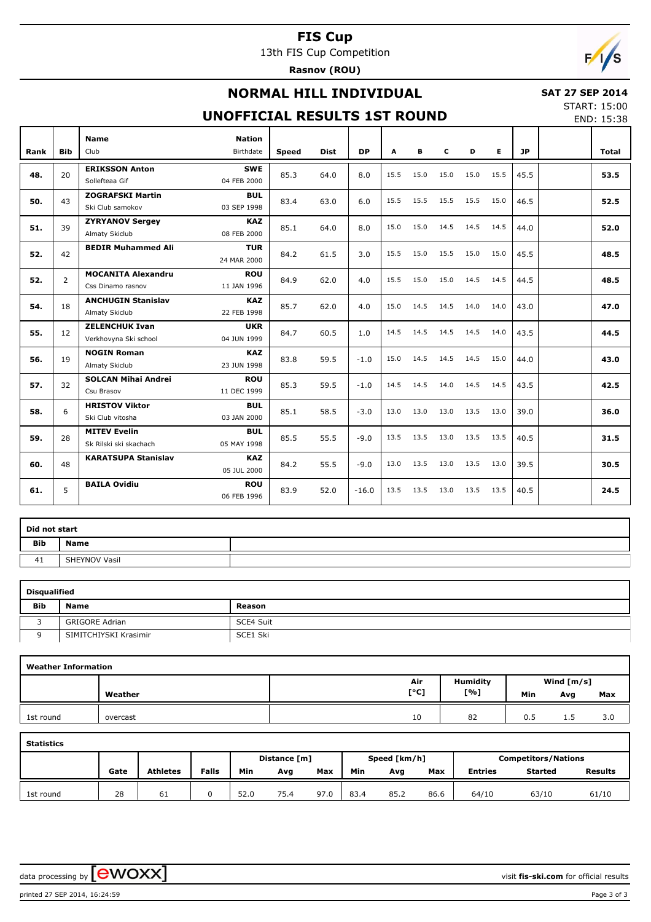# FIS Cup

13th FIS Cup Competition

**Rasnov (ROU)**

## NORMAL HILL INDIVIDUAL

## UNOFFICIAL RESULTS 1ST ROUND

**SAT 27 SEP 2014**

START: 15:00

END: 15:38

| Rank | Bib | Name<br>Club | Nation<br>Birthdate | Speed | Dist | DP | A | B | C | D | E | JP | | Total |
|---|---|---|---|---|---|---|---|---|---|---|---|---|---|---|
| 48. | 20 | **ERIKSSON Anton**<br>Sollefteaa Gif | **SWE**<br>04 FEB 2000 | 85.3 | 64.0 | 8.0 | 15.5 | 15.0 | 15.0 | 15.0 | 15.5 | 45.5 | | **53.5** |
| 50. | 43 | **ZOGRAFSKI Martin**<br>Ski Club samokov | **BUL**<br>03 SEP 1998 | 83.4 | 63.0 | 6.0 | 15.5 | 15.5 | 15.5 | 15.5 | 15.0 | 46.5 | | **52.5** |
| 51. | 39 | **ZYRYANOV Sergey**<br>Almaty Skiclub | **KAZ**<br>08 FEB 2000 | 85.1 | 64.0 | 8.0 | 15.0 | 15.0 | 14.5 | 14.5 | 14.5 | 44.0 | | **52.0** |
| 52. | 42 | **BEDIR Muhammed Ali** | **TUR**<br>24 MAR 2000 | 84.2 | 61.5 | 3.0 | 15.5 | 15.0 | 15.5 | 15.0 | 15.0 | 45.5 | | **48.5** |
| 52. | 2 | **MOCANITA Alexandru**<br>Css Dinamo rasnov | **ROU**<br>11 JAN 1996 | 84.9 | 62.0 | 4.0 | 15.5 | 15.0 | 15.0 | 14.5 | 14.5 | 44.5 | | **48.5** |
| 54. | 18 | **ANCHUGIN Stanislav**<br>Almaty Skiclub | **KAZ**<br>22 FEB 1998 | 85.7 | 62.0 | 4.0 | 15.0 | 14.5 | 14.5 | 14.0 | 14.0 | 43.0 | | **47.0** |
| 55. | 12 | **ZELENCHUK Ivan**<br>Verkhovyna Ski school | **UKR**<br>04 JUN 1999 | 84.7 | 60.5 | 1.0 | 14.5 | 14.5 | 14.5 | 14.5 | 14.0 | 43.5 | | **44.5** |
| 56. | 19 | **NOGIN Roman**<br>Almaty Skiclub | **KAZ**<br>23 JUN 1998 | 83.8 | 59.5 | -1.0 | 15.0 | 14.5 | 14.5 | 14.5 | 15.0 | 44.0 | | **43.0** |
| 57. | 32 | **SOLCAN Mihai Andrei**<br>Csu Brasov | **ROU**<br>11 DEC 1999 | 85.3 | 59.5 | -1.0 | 14.5 | 14.5 | 14.0 | 14.5 | 14.5 | 43.5 | | **42.5** |
| 58. | 6 | **HRISTOV Viktor**<br>Ski Club vitosha | **BUL**<br>03 JAN 2000 | 85.1 | 58.5 | -3.0 | 13.0 | 13.0 | 13.0 | 13.5 | 13.0 | 39.0 | | **36.0** |
| 59. | 28 | **MITEV Evelin**<br>Sk Rilski ski skachach | **BUL**<br>05 MAY 1998 | 85.5 | 55.5 | -9.0 | 13.5 | 13.5 | 13.0 | 13.5 | 13.5 | 40.5 | | **31.5** |
| 60. | 48 | **KARATSUPA Stanislav** | **KAZ**<br>05 JUL 2000 | 84.2 | 55.5 | -9.0 | 13.0 | 13.5 | 13.0 | 13.5 | 13.0 | 39.5 | | **30.5** |
| 61. | 5 | **BAILA Ovidiu** | **ROU**<br>06 FEB 1996 | 83.9 | 52.0 | -16.0 | 13.5 | 13.5 | 13.0 | 13.5 | 13.5 | 40.5 | | **24.5** |

**Did not start**

| Bib | Name |
|---|---|
| 41 | SHEYNOV Vasil |

**Disqualified**

| Bib | Name | Reason |
|---|---|---|
| 3 | GRIGORE Adrian | SCE4 Suit |
| 9 | SIMITCHIYSKI Krasimir | SCE1 Ski |

**Weather Information**

| | Weather | Air [°C] | Humidity [%] | Wind [m/s] Min | Avg | Max |
|---|---|---|---|---|---|---|
| 1st round | overcast | 10 | 82 | 0.5 | 1.5 | 3.0 |

**Statistics**

| | Gate | Athletes | Falls | Distance [m] Min | Avg | Max | Speed [km/h] Min | Avg | Max | Competitors/Nations Entries | Started | Results |
|---|---|---|---|---|---|---|---|---|---|---|---|---|
| 1st round | 28 | 61 | 0 | 52.0 | 75.4 | 97.0 | 83.4 | 85.2 | 86.6 | 64/10 | 63/10 | 61/10 |

data processing by ewoxx — visit **fis-ski.com** for official results

printed 27 SEP 2014, 16:24:59